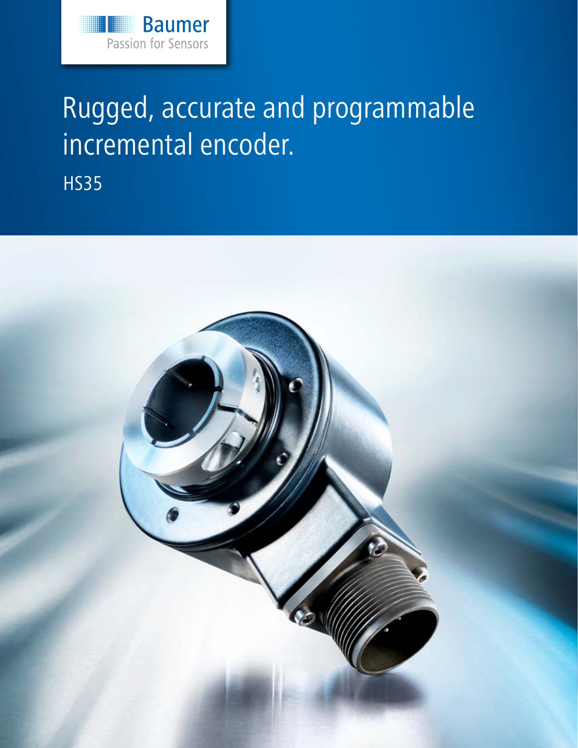Baumer
Passion for Sensors

# Rugged, accurate and programmable incremental encoder.

HS35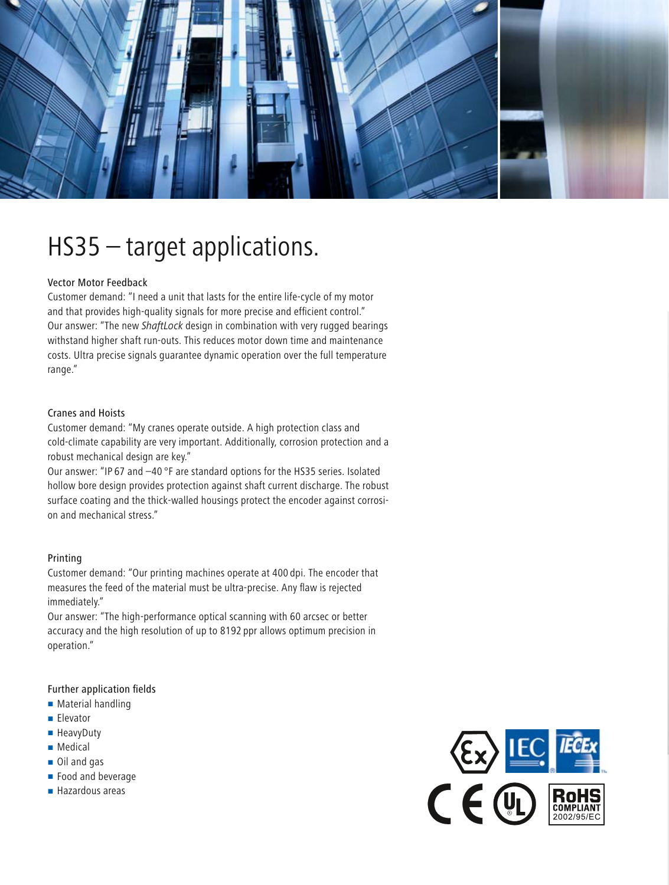# HS35 – target applications.

### Vector Motor Feedback

Customer demand: "I need a unit that lasts for the entire life-cycle of my motor and that provides high-quality signals for more precise and efficient control."
Our answer: "The new *ShaftLock* design in combination with very rugged bearings withstand higher shaft run-outs. This reduces motor down time and maintenance costs. Ultra precise signals guarantee dynamic operation over the full temperature range."

### Cranes and Hoists

Customer demand: "My cranes operate outside. A high protection class and cold-climate capability are very important. Additionally, corrosion protection and a robust mechanical design are key."
Our answer: "IP 67 and –40 °F are standard options for the HS35 series. Isolated hollow bore design provides protection against shaft current discharge. The robust surface coating and the thick-walled housings protect the encoder against corrosion and mechanical stress."

### Printing

Customer demand: "Our printing machines operate at 400 dpi. The encoder that measures the feed of the material must be ultra-precise. Any flaw is rejected immediately."
Our answer: "The high-performance optical scanning with 60 arcsec or better accuracy and the high resolution of up to 8192 ppr allows optimum precision in operation."

### Further application fields

- Material handling
- Elevator
- HeavyDuty
- Medical
- Oil and gas
- Food and beverage
- Hazardous areas

RoHS COMPLIANT 2002/95/EC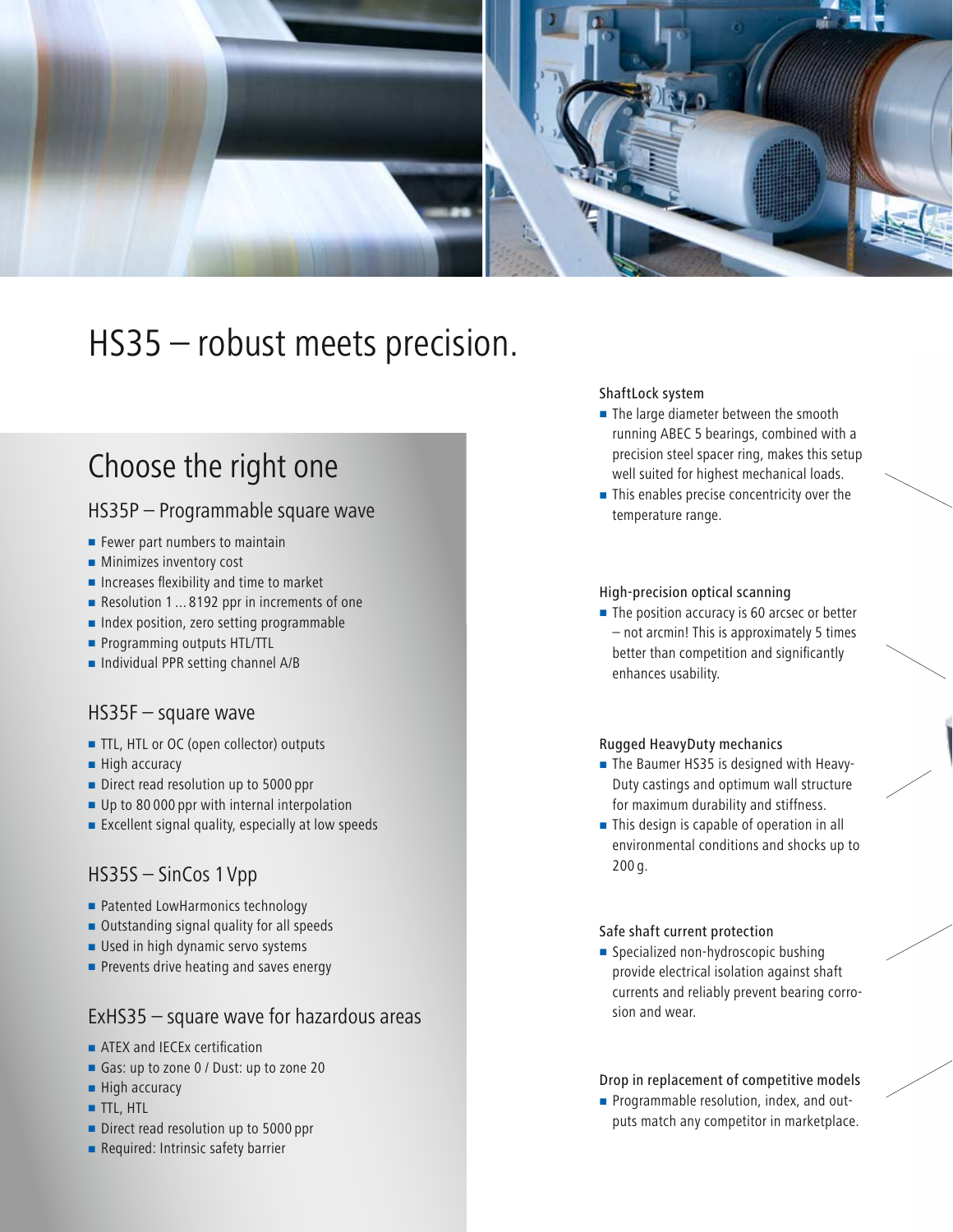# HS35 – robust meets precision.

## Choose the right one

### HS35P – Programmable square wave

- Fewer part numbers to maintain
- Minimizes inventory cost
- Increases flexibility and time to market
- Resolution 1 ... 8192 ppr in increments of one
- Index position, zero setting programmable
- Programming outputs HTL/TTL
- Individual PPR setting channel A/B

### HS35F – square wave

- TTL, HTL or OC (open collector) outputs
- High accuracy
- Direct read resolution up to 5000 ppr
- Up to 80 000 ppr with internal interpolation
- Excellent signal quality, especially at low speeds

### HS35S – SinCos 1 Vpp

- Patented LowHarmonics technology
- Outstanding signal quality for all speeds
- Used in high dynamic servo systems
- Prevents drive heating and saves energy

### ExHS35 – square wave for hazardous areas

- ATEX and IECEx certification
- Gas: up to zone 0 / Dust: up to zone 20
- High accuracy
- TTL, HTL
- Direct read resolution up to 5000 ppr
- Required: Intrinsic safety barrier

#### ShaftLock system

- The large diameter between the smooth running ABEC 5 bearings, combined with a precision steel spacer ring, makes this setup well suited for highest mechanical loads.
- This enables precise concentricity over the temperature range.

#### High-precision optical scanning

- The position accuracy is 60 arcsec or better – not arcmin! This is approximately 5 times better than competition and significantly enhances usability.

#### Rugged HeavyDuty mechanics

- The Baumer HS35 is designed with Heavy-Duty castings and optimum wall structure for maximum durability and stiffness.
- This design is capable of operation in all environmental conditions and shocks up to 200 g.

#### Safe shaft current protection

- Specialized non-hydroscopic bushing provide electrical isolation against shaft currents and reliably prevent bearing corrosion and wear.

#### Drop in replacement of competitive models

- Programmable resolution, index, and outputs match any competitor in marketplace.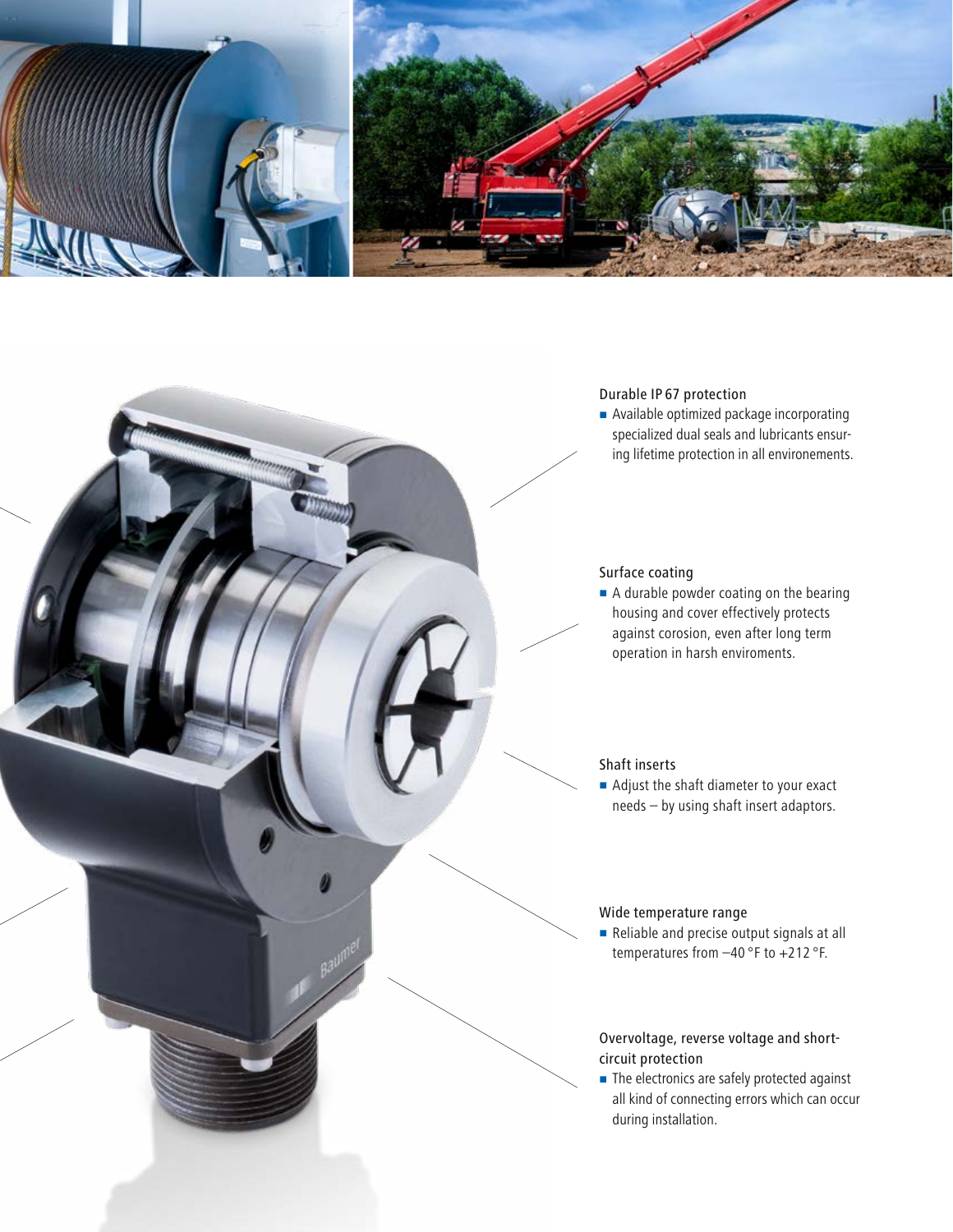Durable IP 67 protection

- Available optimized package incorporating specialized dual seals and lubricants ensuring lifetime protection in all environements.

Surface coating

- A durable powder coating on the bearing housing and cover effectively protects against corosion, even after long term operation in harsh enviroments.

Shaft inserts

- Adjust the shaft diameter to your exact needs – by using shaft insert adaptors.

Wide temperature range

- Reliable and precise output signals at all temperatures from –40 °F to +212 °F.

Overvoltage, reverse voltage and short-circuit protection

- The electronics are safely protected against all kind of connecting errors which can occur during installation.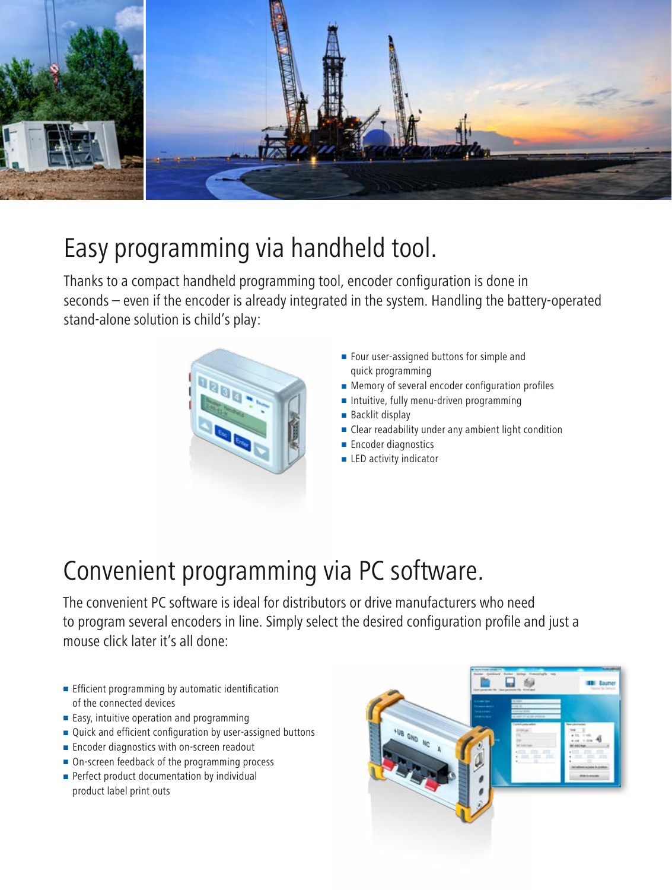# Easy programming via handheld tool.

Thanks to a compact handheld programming tool, encoder configuration is done in seconds – even if the encoder is already integrated in the system. Handling the battery-operated stand-alone solution is child's play:

- Four user-assigned buttons for simple and quick programming
- Memory of several encoder configuration profiles
- Intuitive, fully menu-driven programming
- Backlit display
- Clear readability under any ambient light condition
- Encoder diagnostics
- LED activity indicator

# Convenient programming via PC software.

The convenient PC software is ideal for distributors or drive manufacturers who need to program several encoders in line. Simply select the desired configuration profile and just a mouse click later it's all done:

- Efficient programming by automatic identification of the connected devices
- Easy, intuitive operation and programming
- Quick and efficient configuration by user-assigned buttons
- Encoder diagnostics with on-screen readout
- On-screen feedback of the programming process
- Perfect product documentation by individual product label print outs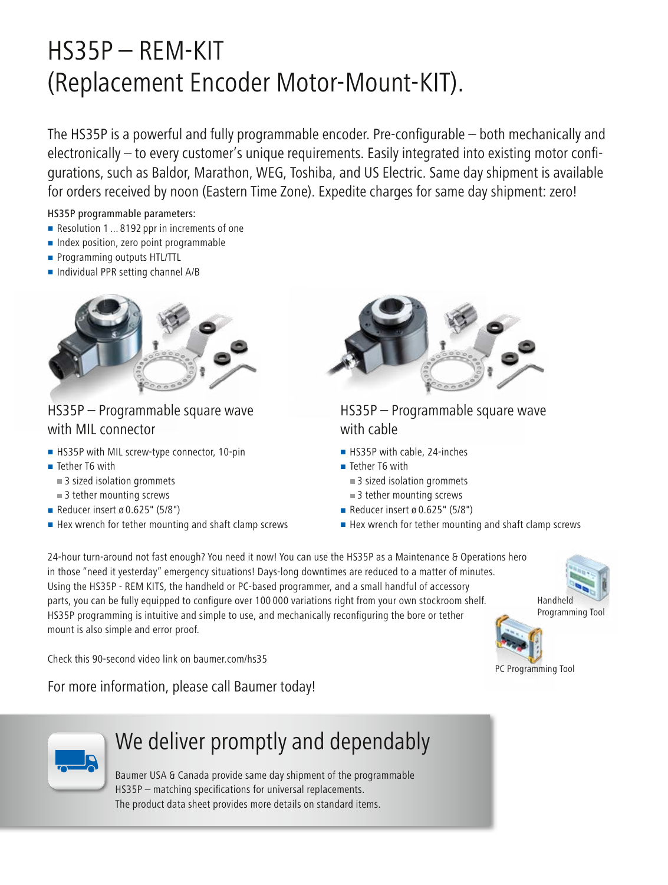# HS35P – REM-KIT (Replacement Encoder Motor-Mount-KIT).

The HS35P is a powerful and fully programmable encoder. Pre-configurable – both mechanically and electronically – to every customer's unique requirements. Easily integrated into existing motor configurations, such as Baldor, Marathon, WEG, Toshiba, and US Electric. Same day shipment is available for orders received by noon (Eastern Time Zone). Expedite charges for same day shipment: zero!

HS35P programmable parameters:

- Resolution 1 ... 8192 ppr in increments of one
- Index position, zero point programmable
- Programming outputs HTL/TTL
- Individual PPR setting channel A/B

## HS35P – Programmable square wave with MIL connector

- HS35P with MIL screw-type connector, 10-pin
- Tether T6 with
  - 3 sized isolation grommets
  - 3 tether mounting screws
- Reducer insert ø 0.625" (5/8")
- Hex wrench for tether mounting and shaft clamp screws

## HS35P – Programmable square wave with cable

- HS35P with cable, 24-inches
- Tether T6 with
  - 3 sized isolation grommets
  - 3 tether mounting screws
- Reducer insert ø 0.625" (5/8")
- Hex wrench for tether mounting and shaft clamp screws

24-hour turn-around not fast enough? You need it now! You can use the HS35P as a Maintenance & Operations hero in those "need it yesterday" emergency situations! Days-long downtimes are reduced to a matter of minutes. Using the HS35P - REM KITS, the handheld or PC-based programmer, and a small handful of accessory parts, you can be fully equipped to configure over 100 000 variations right from your own stockroom shelf. HS35P programming is intuitive and simple to use, and mechanically reconfiguring the bore or tether mount is also simple and error proof.

Handheld Programming Tool

PC Programming Tool

Check this 90-second video link on baumer.com/hs35

For more information, please call Baumer today!

## We deliver promptly and dependably

Baumer USA & Canada provide same day shipment of the programmable HS35P – matching specifications for universal replacements. The product data sheet provides more details on standard items.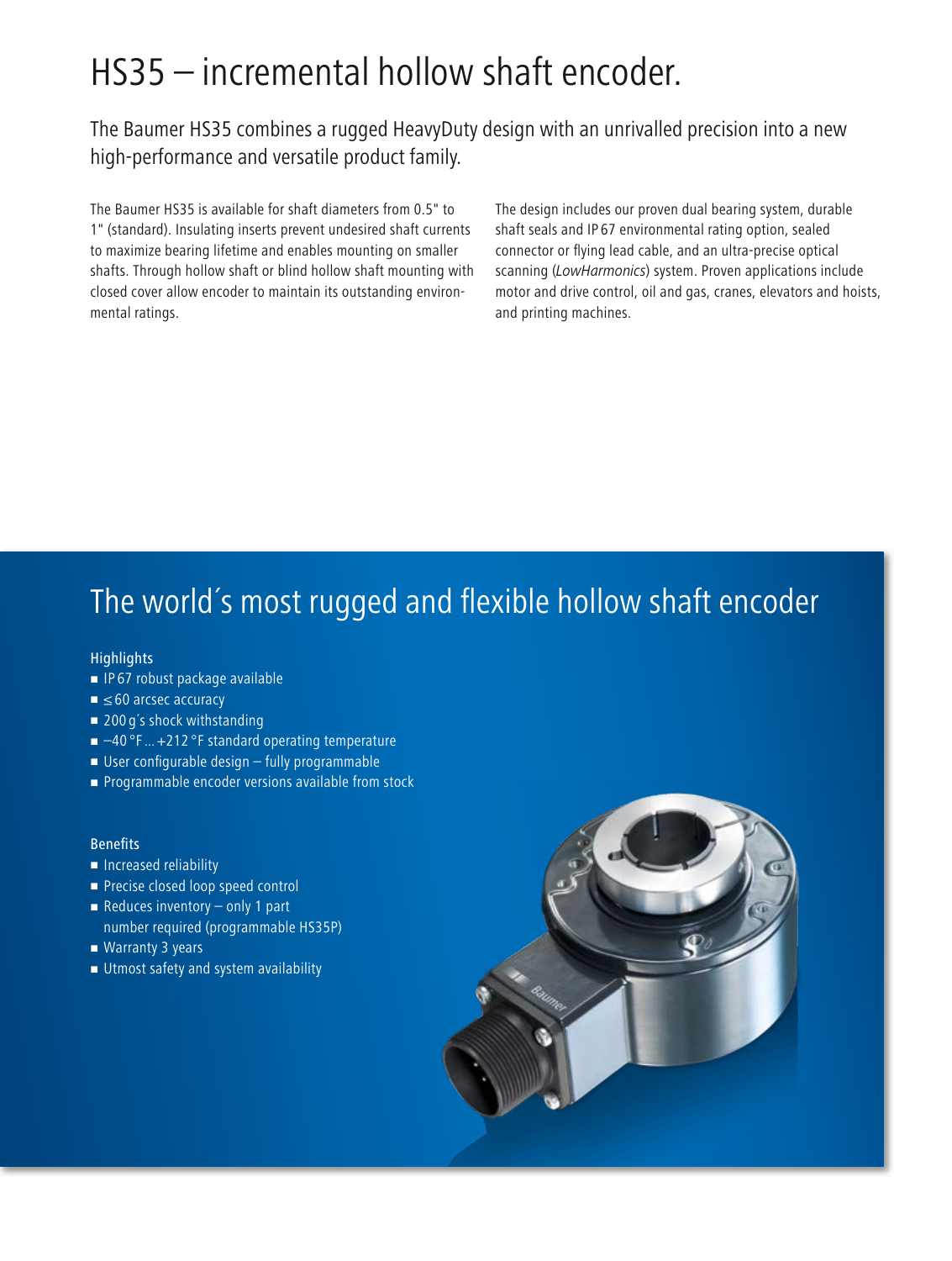# HS35 – incremental hollow shaft encoder.

The Baumer HS35 combines a rugged HeavyDuty design with an unrivalled precision into a new high-performance and versatile product family.

The Baumer HS35 is available for shaft diameters from 0.5" to 1" (standard). Insulating inserts prevent undesired shaft currents to maximize bearing lifetime and enables mounting on smaller shafts. Through hollow shaft or blind hollow shaft mounting with closed cover allow encoder to maintain its outstanding environmental ratings.

The design includes our proven dual bearing system, durable shaft seals and IP 67 environmental rating option, sealed connector or flying lead cable, and an ultra-precise optical scanning (*LowHarmonics*) system. Proven applications include motor and drive control, oil and gas, cranes, elevators and hoists, and printing machines.

## The world´s most rugged and flexible hollow shaft encoder

### Highlights

- IP 67 robust package available
- ≤ 60 arcsec accuracy
- 200 g´s shock withstanding
- −40 °F ... +212 °F standard operating temperature
- User configurable design – fully programmable
- Programmable encoder versions available from stock

### Benefits

- Increased reliability
- Precise closed loop speed control
- Reduces inventory – only 1 part number required (programmable HS35P)
- Warranty 3 years
- Utmost safety and system availability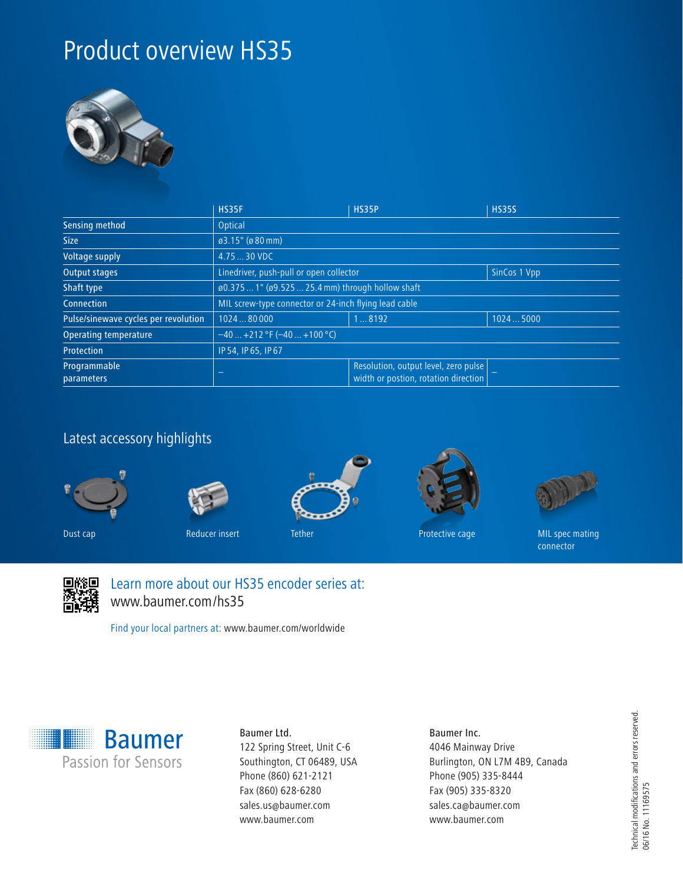# Product overview HS35

| | HS35F | HS35P | HS35S |
|---|---|---|---|
| Sensing method | Optical | | |
| Size | ø3.15" (ø 80 mm) | | |
| Voltage supply | 4.75 ... 30 VDC | | |
| Output stages | Linedriver, push-pull or open collector | | SinCos 1 Vpp |
| Shaft type | ø0.375 ... 1" (ø9.525 ... 25.4 mm) through hollow shaft | | |
| Connection | MIL screw-type connector or 24-inch flying lead cable | | |
| Pulse/sinewave cycles per revolution | 1024 ... 80 000 | 1 ... 8192 | 1024 ... 5000 |
| Operating temperature | −40 ... +212 °F (−40 ... +100 °C) | | |
| Protection | IP 54, IP 65, IP 67 | | |
| Programmable parameters | – | Resolution, output level, zero pulse width or postion, rotation direction | – |

## Latest accessory highlights

Dust cap

Reducer insert

Tether

Protective cage

MIL spec mating connector

Learn more about our HS35 encoder series at:
www.baumer.com/hs35

Find your local partners at: www.baumer.com/worldwide

Baumer
Passion for Sensors

Baumer Ltd.
122 Spring Street, Unit C-6
Southington, CT 06489, USA
Phone (860) 621-2121
Fax (860) 628-6280
sales.us@baumer.com
www.baumer.com

Baumer Inc.
4046 Mainway Drive
Burlington, ON L7M 4B9, Canada
Phone (905) 335-8444
Fax (905) 335-8320
sales.ca@baumer.com
www.baumer.com

Technical modifications and errors reserved.
06/16 No. 11169575